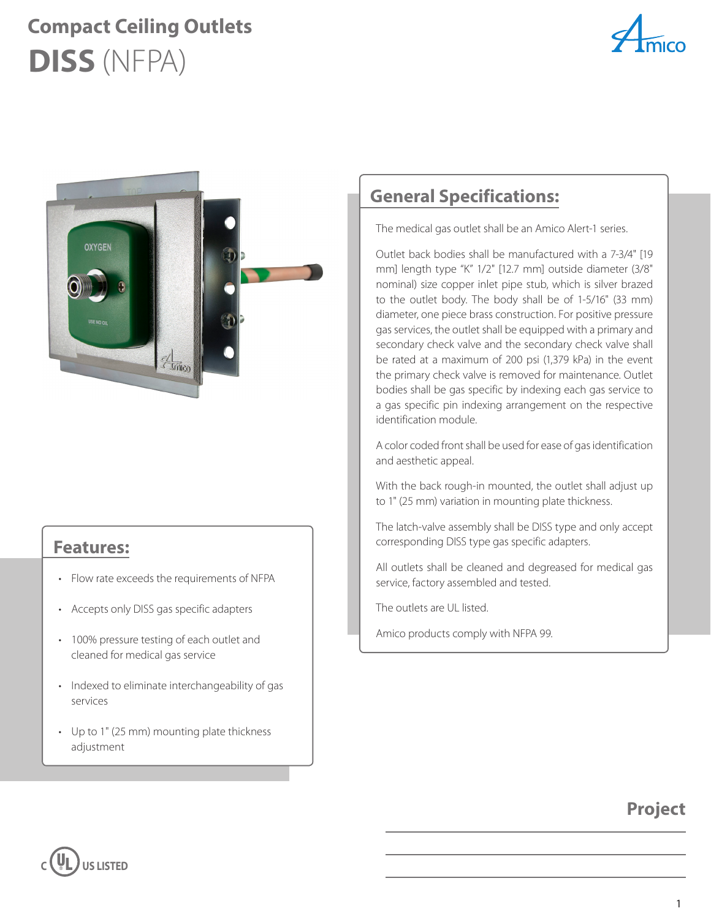# Compact Ceiling Outlets

# DISS (NFPA)

## General Specifications:

The medical gas outlet shall be an Amico Alert-1 series.

Outlet back bodies shall be manufactured with a 7-3/4" [19 mm] length type "K" 1/2" [12.7 mm] outside diameter (3/8" nominal) size copper inlet pipe stub, which is silver brazed to the outlet body. The body shall be of 1-5/16" (33 mm) diameter, one piece brass construction. For positive pressure gas services, the outlet shall be equipped with a primary and secondary check valve and the secondary check valve shall be rated at a maximum of 200 psi (1,379 kPa) in the event the primary check valve is removed for maintenance. Outlet bodies shall be gas specific by indexing each gas service to a gas specific pin indexing arrangement on the respective identification module.

A color coded front shall be used for ease of gas identification and aesthetic appeal.

With the back rough-in mounted, the outlet shall adjust up to 1" (25 mm) variation in mounting plate thickness.

The latch-valve assembly shall be DISS type and only accept corresponding DISS type gas specific adapters.

All outlets shall be cleaned and degreased for medical gas service, factory assembled and tested.

The outlets are UL listed.

Amico products comply with NFPA 99.

## Features:

- Flow rate exceeds the requirements of NFPA
- Accepts only DISS gas specific adapters
- 100% pressure testing of each outlet and cleaned for medical gas service
- Indexed to eliminate interchangeability of gas services
- Up to 1" (25 mm) mounting plate thickness adjustment

C UL US LISTED

## Project

\_\_\_\_\_\_\_\_\_\_\_\_\_\_\_\_\_\_\_\_\_\_\_\_\_\_\_\_\_\_

\_\_\_\_\_\_\_\_\_\_\_\_\_\_\_\_\_\_\_\_\_\_\_\_\_\_\_\_\_\_

\_\_\_\_\_\_\_\_\_\_\_\_\_\_\_\_\_\_\_\_\_\_\_\_\_\_\_\_\_\_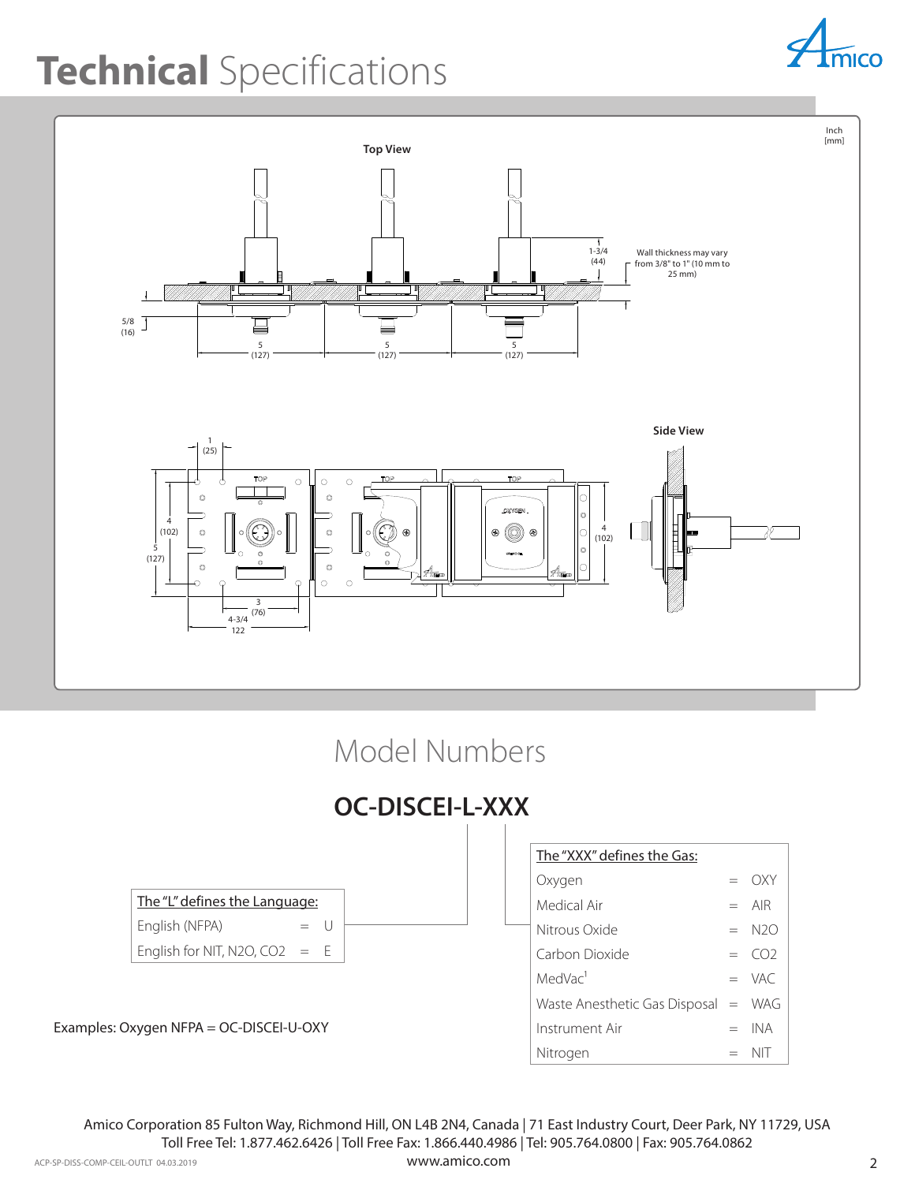# **Technical** Specifications

Inch
[mm]

Top View

1-3/4
(44)

Wall thickness may vary from 3/8" to 1" (10 mm to 25 mm)

5/8
(16)

5
(127)

5
(127)

5
(127)

Side View

1
(25)

4
(102)

5
(127)

3
(76)

4-3/4
122

4
(102)

## Model Numbers

### OC-DISCEI-L-XXX

| The "L" defines the Language: | | |
|---|---|---|
| English (NFPA) | = | U |
| English for NIT, N2O, CO2 | = | E |

| The "XXX" defines the Gas: | | |
|---|---|---|
| Oxygen | = | OXY |
| Medical Air | = | AIR |
| Nitrous Oxide | = | N2O |
| Carbon Dioxide | = | CO2 |
| MedVac[1] | = | VAC |
| Waste Anesthetic Gas Disposal | = | WAG |
| Instrument Air | = | INA |
| Nitrogen | = | NIT |

Examples: Oxygen NFPA = OC-DISCEI-U-OXY

Amico Corporation 85 Fulton Way, Richmond Hill, ON L4B 2N4, Canada | 71 East Industry Court, Deer Park, NY 11729, USA
Toll Free Tel: 1.877.462.6426 | Toll Free Fax: 1.866.440.4986 | Tel: 905.764.0800 | Fax: 905.764.0862
www.amico.com

ACP-SP-DISS-COMP-CEIL-OUTLT 04.03.2019